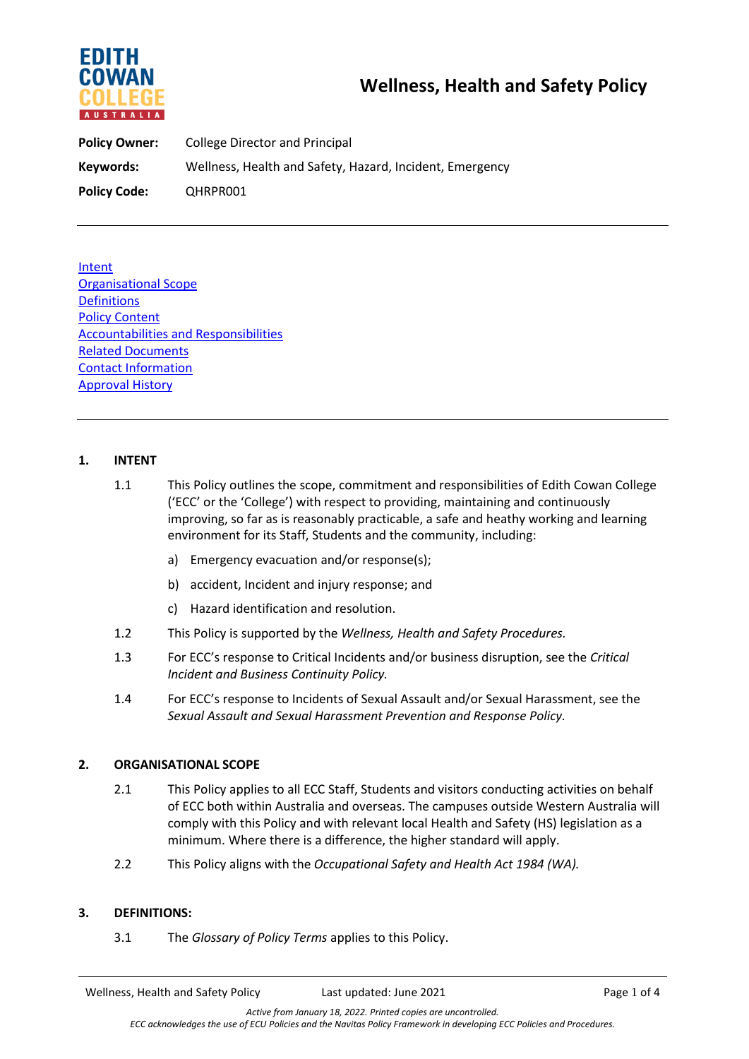# Wellness, Health and Safety Policy

**Policy Owner:** College Director and Principal

**Keywords:** Wellness, Health and Safety, Hazard, Incident, Emergency

**Policy Code:** QHRPR001

---

Intent
Organisational Scope
Definitions
Policy Content
Accountabilities and Responsibilities
Related Documents
Contact Information
Approval History

---

## 1. INTENT

1.1 This Policy outlines the scope, commitment and responsibilities of Edith Cowan College ('ECC' or the 'College') with respect to providing, maintaining and continuously improving, so far as is reasonably practicable, a safe and heathy working and learning environment for its Staff, Students and the community, including:

a) Emergency evacuation and/or response(s);

b) accident, Incident and injury response; and

c) Hazard identification and resolution.

1.2 This Policy is supported by the *Wellness, Health and Safety Procedures.*

1.3 For ECC's response to Critical Incidents and/or business disruption, see the *Critical Incident and Business Continuity Policy.*

1.4 For ECC's response to Incidents of Sexual Assault and/or Sexual Harassment, see the *Sexual Assault and Sexual Harassment Prevention and Response Policy.*

## 2. ORGANISATIONAL SCOPE

2.1 This Policy applies to all ECC Staff, Students and visitors conducting activities on behalf of ECC both within Australia and overseas. The campuses outside Western Australia will comply with this Policy and with relevant local Health and Safety (HS) legislation as a minimum. Where there is a difference, the higher standard will apply.

2.2 This Policy aligns with the *Occupational Safety and Health Act 1984 (WA).*

## 3. DEFINITIONS:

3.1 The *Glossary of Policy Terms* applies to this Policy.

*Active from January 18, 2022. Printed copies are uncontrolled.*
*ECC acknowledges the use of ECU Policies and the Navitas Policy Framework in developing ECC Policies and Procedures.*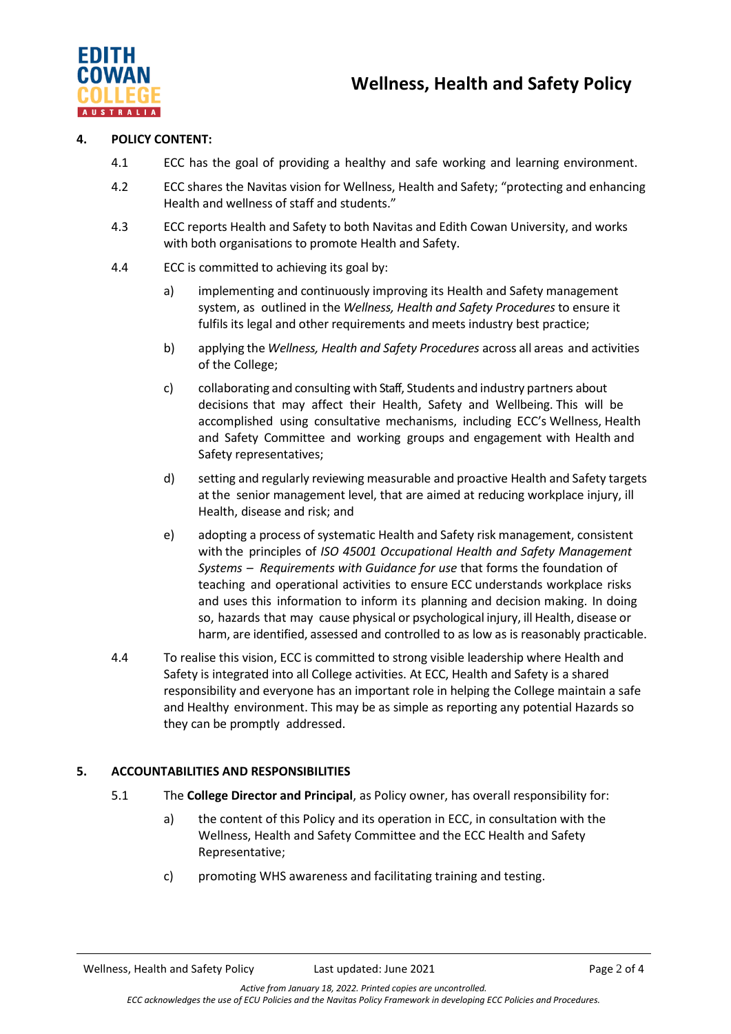## 4. POLICY CONTENT:

4.1 ECC has the goal of providing a healthy and safe working and learning environment.

4.2 ECC shares the Navitas vision for Wellness, Health and Safety; "protecting and enhancing Health and wellness of staff and students."

4.3 ECC reports Health and Safety to both Navitas and Edith Cowan University, and works with both organisations to promote Health and Safety.

4.4 ECC is committed to achieving its goal by:

a) implementing and continuously improving its Health and Safety management system, as outlined in the *Wellness, Health and Safety Procedures* to ensure it fulfils its legal and other requirements and meets industry best practice;

b) applying the *Wellness, Health and Safety Procedures* across all areas and activities of the College;

c) collaborating and consulting with Staff, Students and industry partners about decisions that may affect their Health, Safety and Wellbeing. This will be accomplished using consultative mechanisms, including ECC's Wellness, Health and Safety Committee and working groups and engagement with Health and Safety representatives;

d) setting and regularly reviewing measurable and proactive Health and Safety targets at the senior management level, that are aimed at reducing workplace injury, ill Health, disease and risk; and

e) adopting a process of systematic Health and Safety risk management, consistent with the principles of *ISO 45001 Occupational Health and Safety Management Systems – Requirements with Guidance for use* that forms the foundation of teaching and operational activities to ensure ECC understands workplace risks and uses this information to inform its planning and decision making. In doing so, hazards that may cause physical or psychological injury, ill Health, disease or harm, are identified, assessed and controlled to as low as is reasonably practicable.

4.4 To realise this vision, ECC is committed to strong visible leadership where Health and Safety is integrated into all College activities. At ECC, Health and Safety is a shared responsibility and everyone has an important role in helping the College maintain a safe and Healthy environment. This may be as simple as reporting any potential Hazards so they can be promptly addressed.

## 5. ACCOUNTABILITIES AND RESPONSIBILITIES

5.1 The **College Director and Principal**, as Policy owner, has overall responsibility for:

a) the content of this Policy and its operation in ECC, in consultation with the Wellness, Health and Safety Committee and the ECC Health and Safety Representative;

c) promoting WHS awareness and facilitating training and testing.

*Active from January 18, 2022. Printed copies are uncontrolled.*
*ECC acknowledges the use of ECU Policies and the Navitas Policy Framework in developing ECC Policies and Procedures.*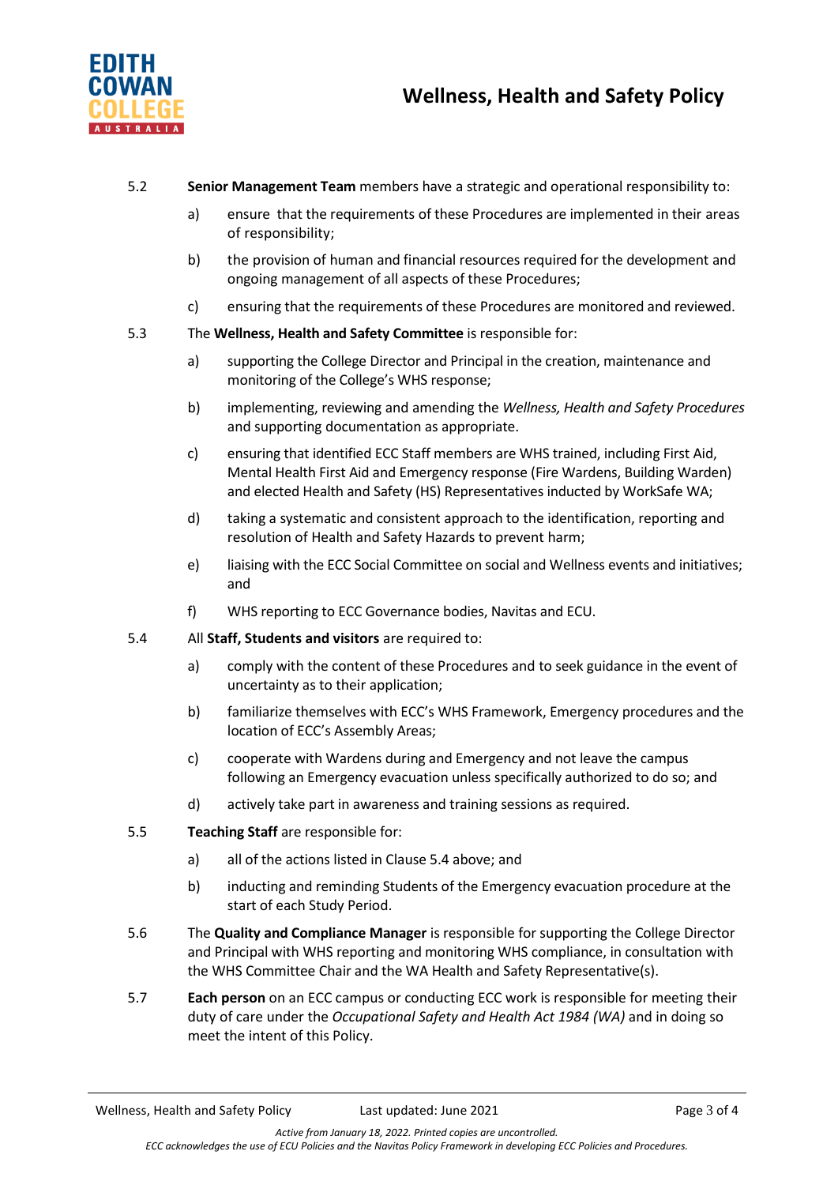5.2 **Senior Management Team** members have a strategic and operational responsibility to:

a) ensure that the requirements of these Procedures are implemented in their areas of responsibility;

b) the provision of human and financial resources required for the development and ongoing management of all aspects of these Procedures;

c) ensuring that the requirements of these Procedures are monitored and reviewed.

5.3 The **Wellness, Health and Safety Committee** is responsible for:

a) supporting the College Director and Principal in the creation, maintenance and monitoring of the College's WHS response;

b) implementing, reviewing and amending the *Wellness, Health and Safety Procedures* and supporting documentation as appropriate.

c) ensuring that identified ECC Staff members are WHS trained, including First Aid, Mental Health First Aid and Emergency response (Fire Wardens, Building Warden) and elected Health and Safety (HS) Representatives inducted by WorkSafe WA;

d) taking a systematic and consistent approach to the identification, reporting and resolution of Health and Safety Hazards to prevent harm;

e) liaising with the ECC Social Committee on social and Wellness events and initiatives; and

f) WHS reporting to ECC Governance bodies, Navitas and ECU.

5.4 All **Staff, Students and visitors** are required to:

a) comply with the content of these Procedures and to seek guidance in the event of uncertainty as to their application;

b) familiarize themselves with ECC's WHS Framework, Emergency procedures and the location of ECC's Assembly Areas;

c) cooperate with Wardens during and Emergency and not leave the campus following an Emergency evacuation unless specifically authorized to do so; and

d) actively take part in awareness and training sessions as required.

5.5 **Teaching Staff** are responsible for:

a) all of the actions listed in Clause 5.4 above; and

b) inducting and reminding Students of the Emergency evacuation procedure at the start of each Study Period.

5.6 The **Quality and Compliance Manager** is responsible for supporting the College Director and Principal with WHS reporting and monitoring WHS compliance, in consultation with the WHS Committee Chair and the WA Health and Safety Representative(s).

5.7 **Each person** on an ECC campus or conducting ECC work is responsible for meeting their duty of care under the *Occupational Safety and Health Act 1984 (WA)* and in doing so meet the intent of this Policy.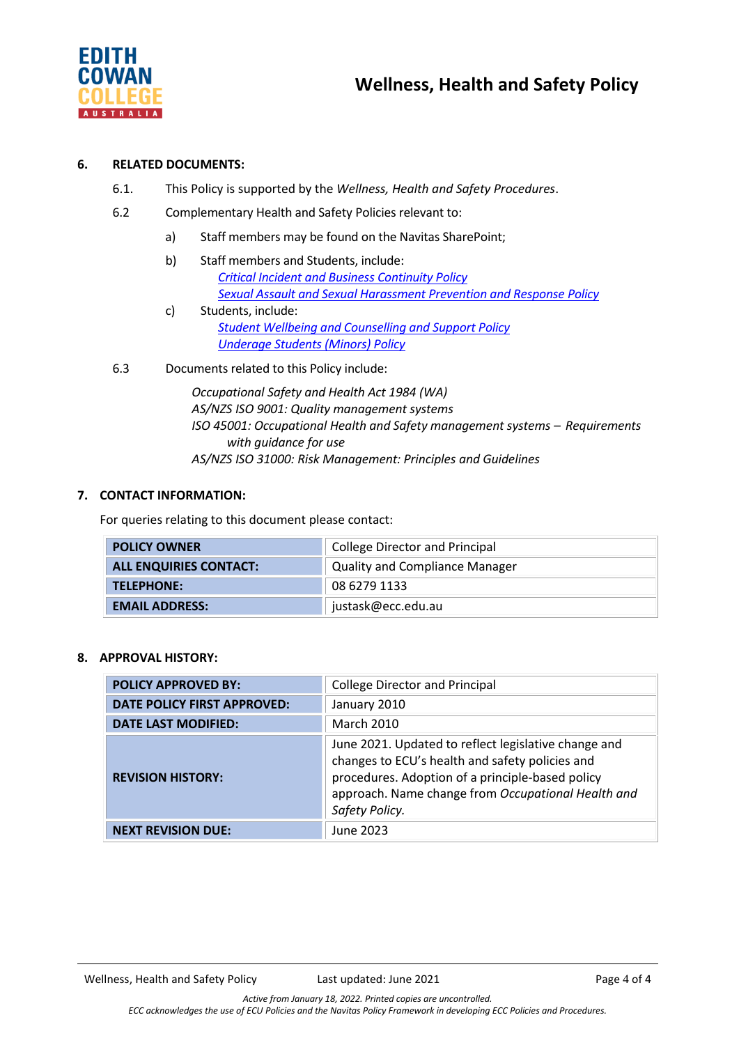## 6. RELATED DOCUMENTS:

6.1. This Policy is supported by the *Wellness, Health and Safety Procedures*.

6.2 Complementary Health and Safety Policies relevant to:

a) Staff members may be found on the Navitas SharePoint;

b) Staff members and Students, include:
*Critical Incident and Business Continuity Policy*
*Sexual Assault and Sexual Harassment Prevention and Response Policy*

c) Students, include:
*Student Wellbeing and Counselling and Support Policy*
*Underage Students (Minors) Policy*

6.3 Documents related to this Policy include:

*Occupational Safety and Health Act 1984 (WA)*
*AS/NZS ISO 9001: Quality management systems*
*ISO 45001: Occupational Health and Safety management systems – Requirements with guidance for use*
*AS/NZS ISO 31000: Risk Management: Principles and Guidelines*

## 7. CONTACT INFORMATION:

For queries relating to this document please contact:

| | |
|---|---|
| **POLICY OWNER** | College Director and Principal |
| **ALL ENQUIRIES CONTACT:** | Quality and Compliance Manager |
| **TELEPHONE:** | 08 6279 1133 |
| **EMAIL ADDRESS:** | justask@ecc.edu.au |

## 8. APPROVAL HISTORY:

| | |
|---|---|
| **POLICY APPROVED BY:** | College Director and Principal |
| **DATE POLICY FIRST APPROVED:** | January 2010 |
| **DATE LAST MODIFIED:** | March 2010 |
| **REVISION HISTORY:** | June 2021. Updated to reflect legislative change and changes to ECU's health and safety policies and procedures. Adoption of a principle-based policy approach. Name change from *Occupational Health and Safety Policy.* |
| **NEXT REVISION DUE:** | June 2023 |

*Active from January 18, 2022. Printed copies are uncontrolled.*
*ECC acknowledges the use of ECU Policies and the Navitas Policy Framework in developing ECC Policies and Procedures.*